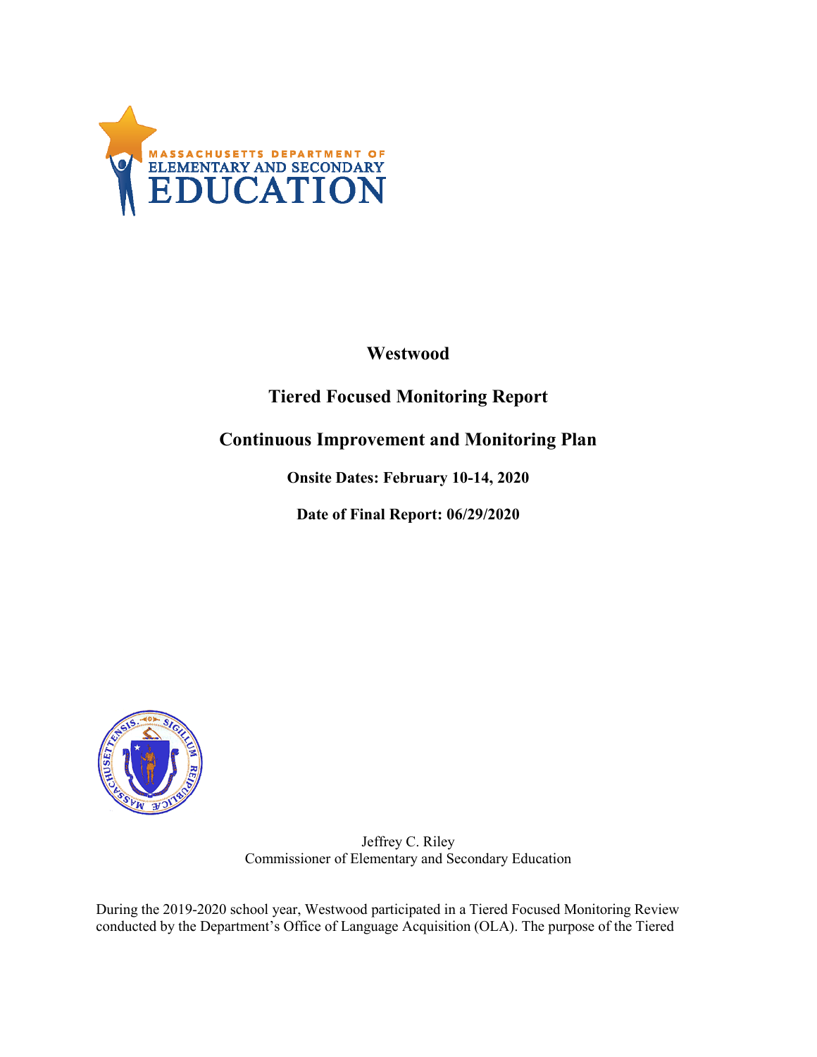# Westwood

## Tiered Focused Monitoring Report

## Continuous Improvement and Monitoring Plan

**Onsite Dates: February 10-14, 2020**

**Date of Final Report: 06/29/2020**

Jeffrey C. Riley
Commissioner of Elementary and Secondary Education

During the 2019-2020 school year, Westwood participated in a Tiered Focused Monitoring Review conducted by the Department's Office of Language Acquisition (OLA). The purpose of the Tiered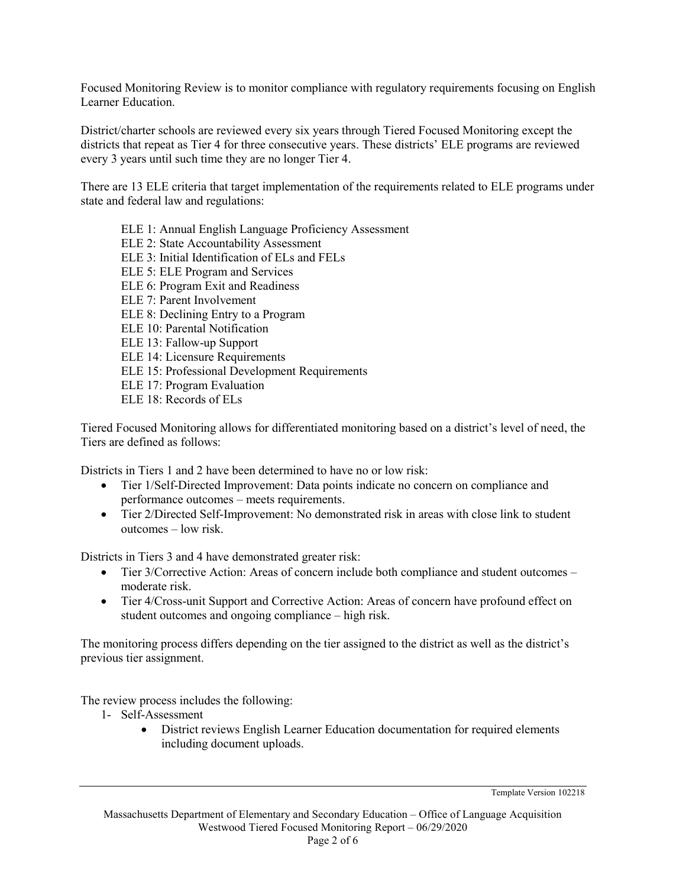Focused Monitoring Review is to monitor compliance with regulatory requirements focusing on English Learner Education.

District/charter schools are reviewed every six years through Tiered Focused Monitoring except the districts that repeat as Tier 4 for three consecutive years. These districts' ELE programs are reviewed every 3 years until such time they are no longer Tier 4.

There are 13 ELE criteria that target implementation of the requirements related to ELE programs under state and federal law and regulations:

ELE 1: Annual English Language Proficiency Assessment
ELE 2: State Accountability Assessment
ELE 3: Initial Identification of ELs and FELs
ELE 5: ELE Program and Services
ELE 6: Program Exit and Readiness
ELE 7: Parent Involvement
ELE 8: Declining Entry to a Program
ELE 10: Parental Notification
ELE 13: Fallow-up Support
ELE 14: Licensure Requirements
ELE 15: Professional Development Requirements
ELE 17: Program Evaluation
ELE 18: Records of ELs

Tiered Focused Monitoring allows for differentiated monitoring based on a district's level of need, the Tiers are defined as follows:

Districts in Tiers 1 and 2 have been determined to have no or low risk:

- Tier 1/Self-Directed Improvement: Data points indicate no concern on compliance and performance outcomes – meets requirements.
- Tier 2/Directed Self-Improvement: No demonstrated risk in areas with close link to student outcomes – low risk.

Districts in Tiers 3 and 4 have demonstrated greater risk:

- Tier 3/Corrective Action: Areas of concern include both compliance and student outcomes – moderate risk.
- Tier 4/Cross-unit Support and Corrective Action: Areas of concern have profound effect on student outcomes and ongoing compliance – high risk.

The monitoring process differs depending on the tier assigned to the district as well as the district's previous tier assignment.

The review process includes the following:

1- Self-Assessment
    - District reviews English Learner Education documentation for required elements including document uploads.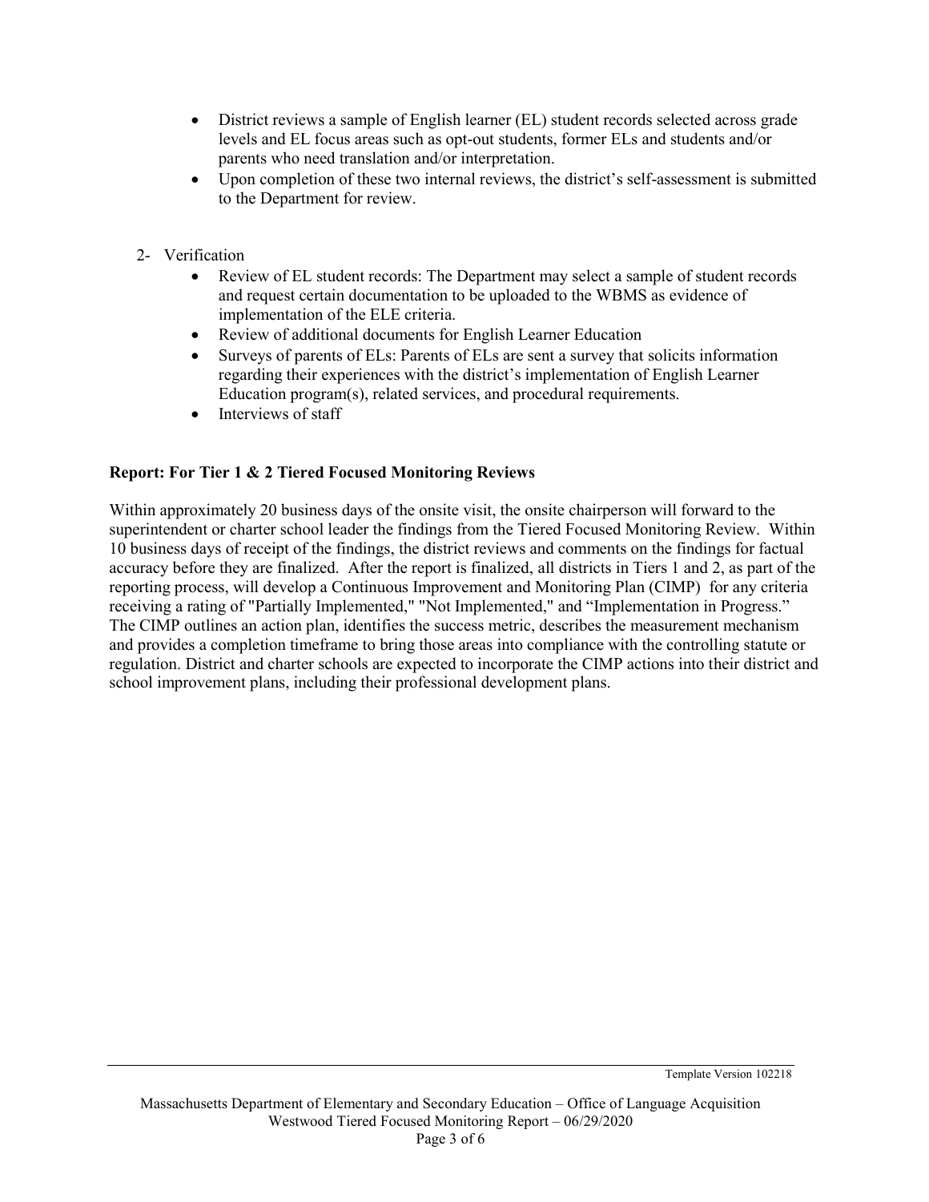- District reviews a sample of English learner (EL) student records selected across grade levels and EL focus areas such as opt-out students, former ELs and students and/or parents who need translation and/or interpretation.
- Upon completion of these two internal reviews, the district's self-assessment is submitted to the Department for review.

2- Verification

- Review of EL student records: The Department may select a sample of student records and request certain documentation to be uploaded to the WBMS as evidence of implementation of the ELE criteria.
- Review of additional documents for English Learner Education
- Surveys of parents of ELs: Parents of ELs are sent a survey that solicits information regarding their experiences with the district's implementation of English Learner Education program(s), related services, and procedural requirements.
- Interviews of staff

**Report: For Tier 1 & 2 Tiered Focused Monitoring Reviews**

Within approximately 20 business days of the onsite visit, the onsite chairperson will forward to the superintendent or charter school leader the findings from the Tiered Focused Monitoring Review. Within 10 business days of receipt of the findings, the district reviews and comments on the findings for factual accuracy before they are finalized. After the report is finalized, all districts in Tiers 1 and 2, as part of the reporting process, will develop a Continuous Improvement and Monitoring Plan (CIMP) for any criteria receiving a rating of "Partially Implemented," "Not Implemented," and "Implementation in Progress." The CIMP outlines an action plan, identifies the success metric, describes the measurement mechanism and provides a completion timeframe to bring those areas into compliance with the controlling statute or regulation. District and charter schools are expected to incorporate the CIMP actions into their district and school improvement plans, including their professional development plans.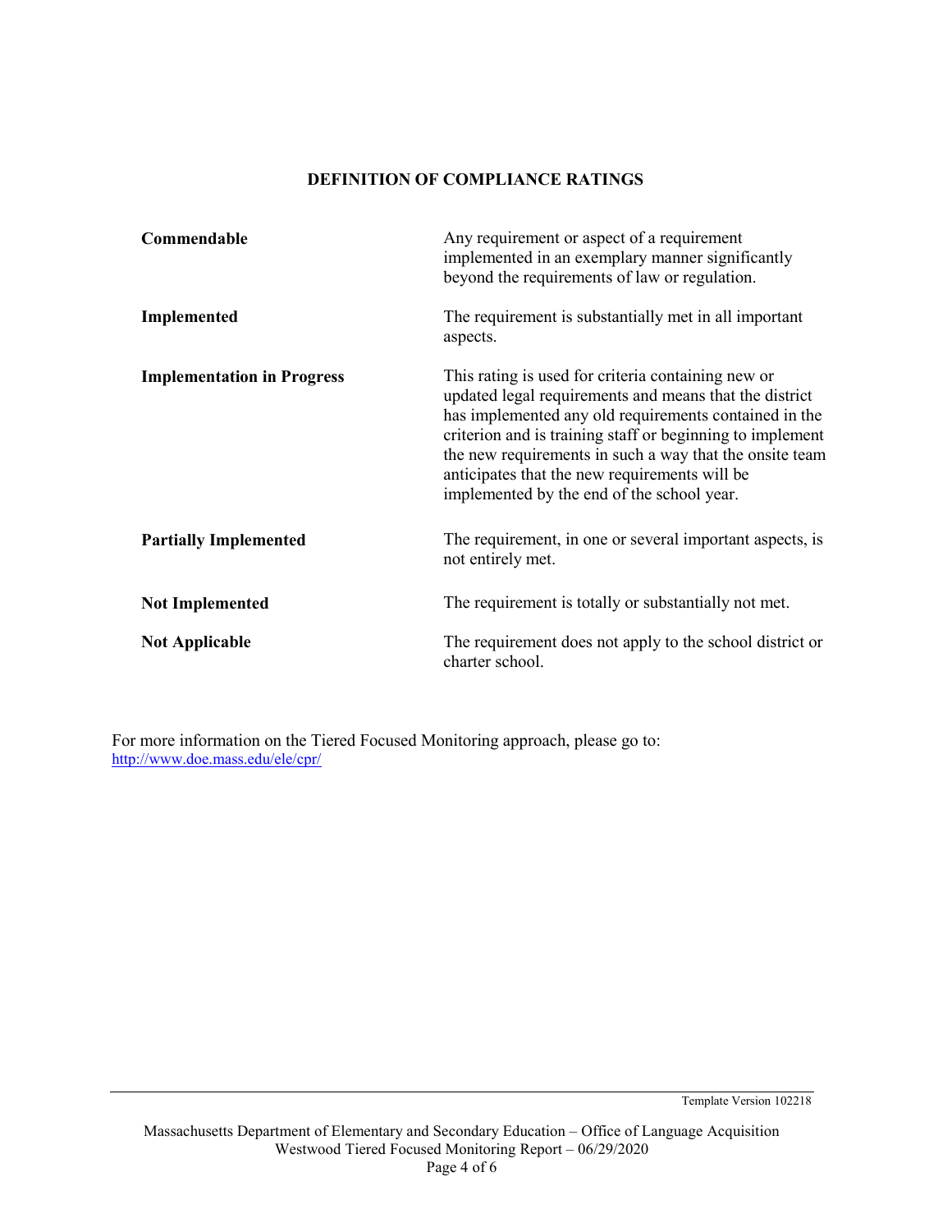## DEFINITION OF COMPLIANCE RATINGS

| Rating | Definition |
| --- | --- |
| **Commendable** | Any requirement or aspect of a requirement implemented in an exemplary manner significantly beyond the requirements of law or regulation. |
| **Implemented** | The requirement is substantially met in all important aspects. |
| **Implementation in Progress** | This rating is used for criteria containing new or updated legal requirements and means that the district has implemented any old requirements contained in the criterion and is training staff or beginning to implement the new requirements in such a way that the onsite team anticipates that the new requirements will be implemented by the end of the school year. |
| **Partially Implemented** | The requirement, in one or several important aspects, is not entirely met. |
| **Not Implemented** | The requirement is totally or substantially not met. |
| **Not Applicable** | The requirement does not apply to the school district or charter school. |

For more information on the Tiered Focused Monitoring approach, please go to: http://www.doe.mass.edu/ele/cpr/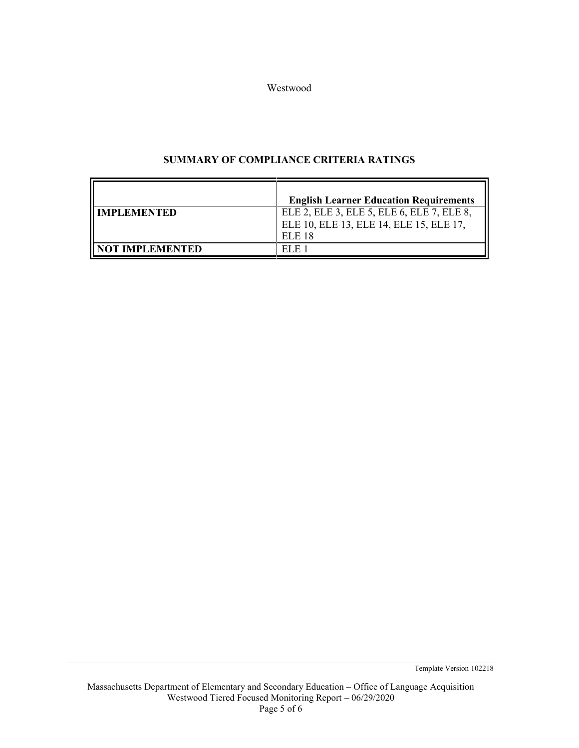## SUMMARY OF COMPLIANCE CRITERIA RATINGS

| | English Learner Education Requirements |
| --- | --- |
| **IMPLEMENTED** | ELE 2, ELE 3, ELE 5, ELE 6, ELE 7, ELE 8, ELE 10, ELE 13, ELE 14, ELE 15, ELE 17, ELE 18 |
| **NOT IMPLEMENTED** | ELE 1 |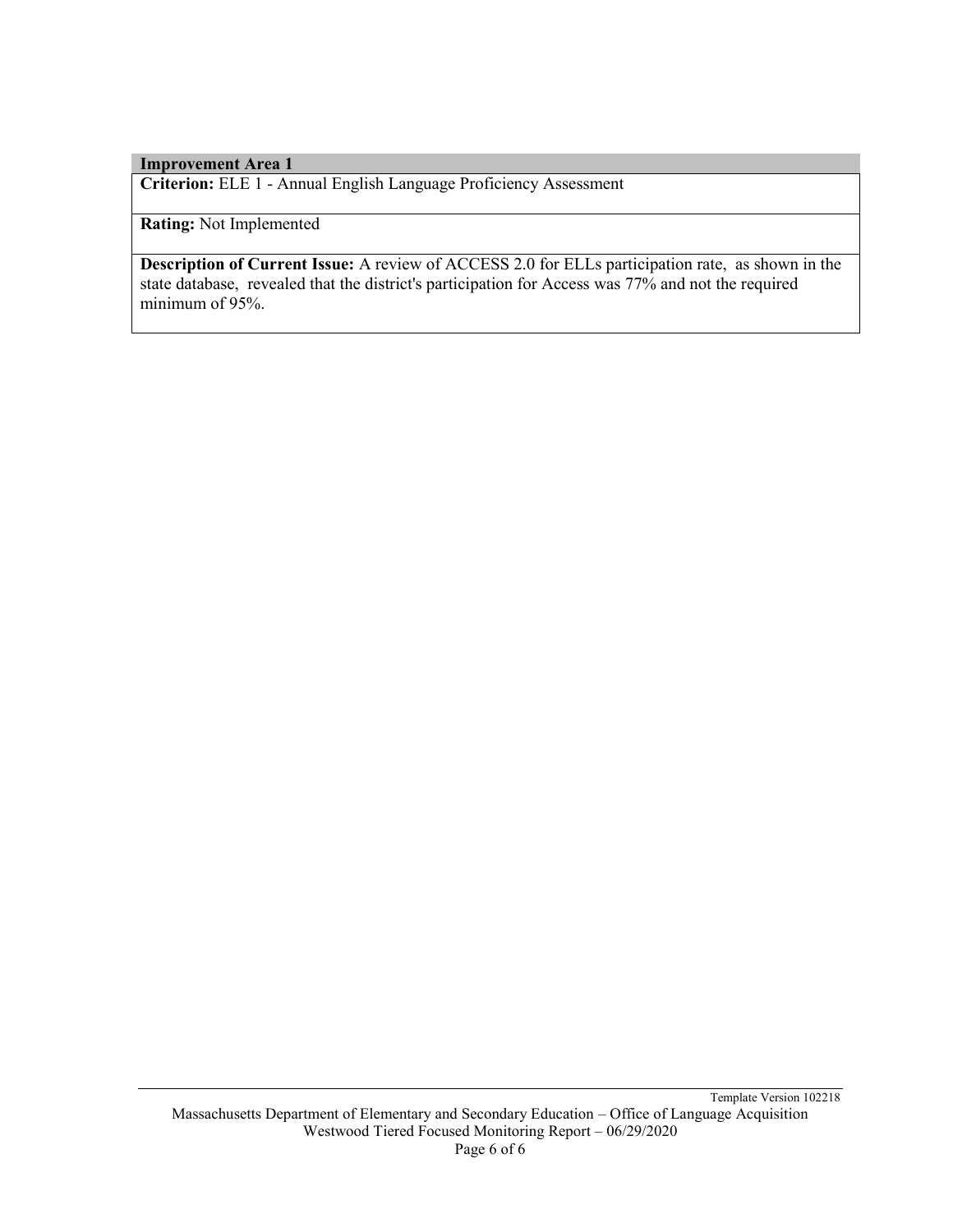**Improvement Area 1**

**Criterion:** ELE 1 - Annual English Language Proficiency Assessment

**Rating:** Not Implemented

**Description of Current Issue:** A review of ACCESS 2.0 for ELLs participation rate, as shown in the state database, revealed that the district's participation for Access was 77% and not the required minimum of 95%.